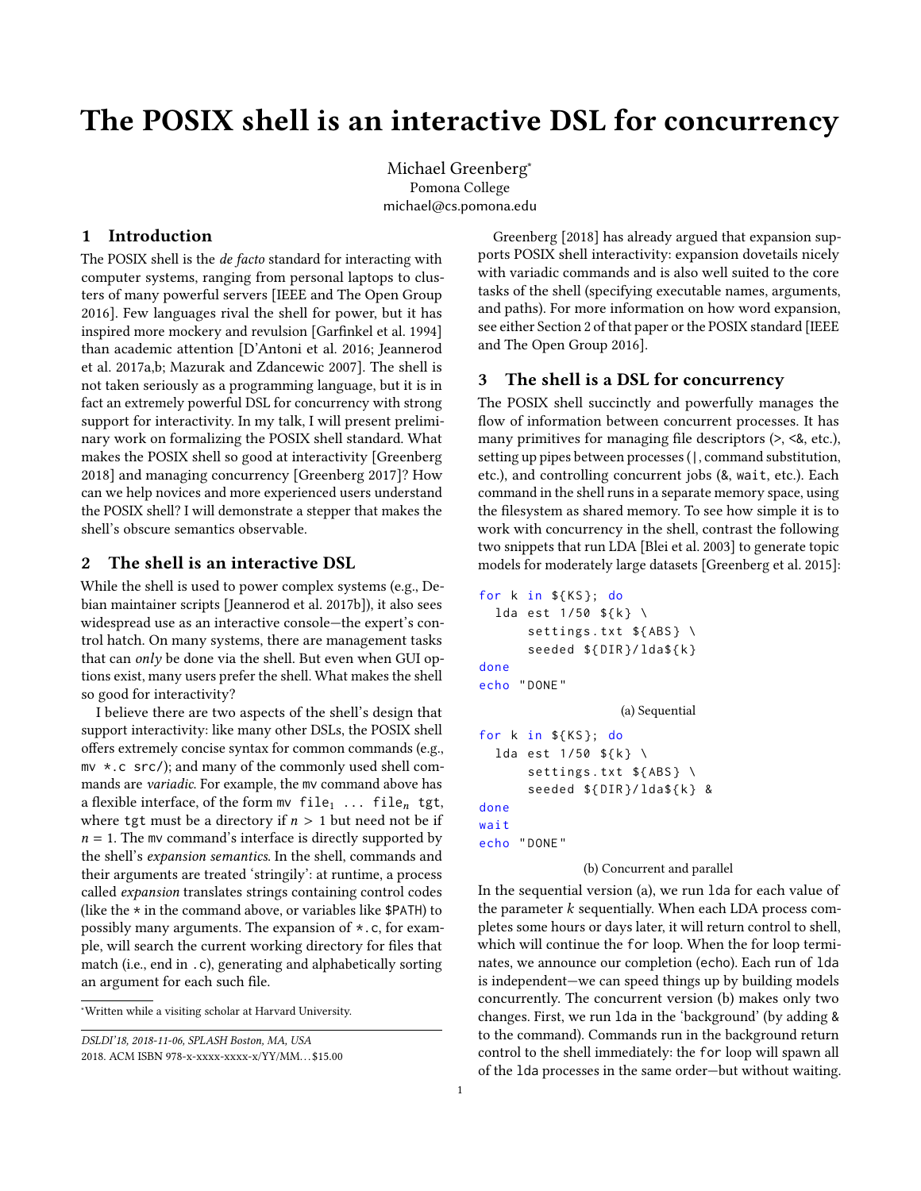# The POSIX shell is an interactive DSL for concurrency

Michael Greenberg*
Pomona College
michael@cs.pomona.edu

## 1 Introduction

The POSIX shell is the *de facto* standard for interacting with computer systems, ranging from personal laptops to clusters of many powerful servers [IEEE and The Open Group 2016]. Few languages rival the shell for power, but it has inspired more mockery and revulsion [Garfinkel et al. 1994] than academic attention [D'Antoni et al. 2016; Jeannerod et al. 2017a,b; Mazurak and Zdancewic 2007]. The shell is not taken seriously as a programming language, but it is in fact an extremely powerful DSL for concurrency with strong support for interactivity. In my talk, I will present preliminary work on formalizing the POSIX shell standard. What makes the POSIX shell so good at interactivity [Greenberg 2018] and managing concurrency [Greenberg 2017]? How can we help novices and more experienced users understand the POSIX shell? I will demonstrate a stepper that makes the shell's obscure semantics observable.

## 2 The shell is an interactive DSL

While the shell is used to power complex systems (e.g., Debian maintainer scripts [Jeannerod et al. 2017b]), it also sees widespread use as an interactive console—the expert's control hatch. On many systems, there are management tasks that can *only* be done via the shell. But even when GUI options exist, many users prefer the shell. What makes the shell so good for interactivity?

I believe there are two aspects of the shell's design that support interactivity: like many other DSLs, the POSIX shell offers extremely concise syntax for common commands (e.g., `mv *.c src/`); and many of the commonly used shell commands are *variadic*. For example, the `mv` command above has a flexible interface, of the form `mv` $\texttt{file}_1$ `...` $\texttt{file}_n$ `tgt`, where `tgt` must be a directory if $n > 1$ but need not be if $n = 1$. The `mv` command's interface is directly supported by the shell's *expansion semantics*. In the shell, commands and their arguments are treated 'stringily': at runtime, a process called *expansion* translates strings containing control codes (like the `*` in the command above, or variables like `$PATH`) to possibly many arguments. The expansion of `*.c`, for example, will search the current working directory for files that match (i.e., end in `.c`), generating and alphabetically sorting an argument for each such file.

Greenberg [2018] has already argued that expansion supports POSIX shell interactivity: expansion dovetails nicely with variadic commands and is also well suited to the core tasks of the shell (specifying executable names, arguments, and paths). For more information on how word expansion, see either Section 2 of that paper or the POSIX standard [IEEE and The Open Group 2016].

## 3 The shell is a DSL for concurrency

The POSIX shell succinctly and powerfully manages the flow of information between concurrent processes. It has many primitives for managing file descriptors (`>`, `<&`, etc.), setting up pipes between processes (`|`, command substitution, etc.), and controlling concurrent jobs (`&`, `wait`, etc.). Each command in the shell runs in a separate memory space, using the filesystem as shared memory. To see how simple it is to work with concurrency in the shell, contrast the following two snippets that run LDA [Blei et al. 2003] to generate topic models for moderately large datasets [Greenberg et al. 2015]:

```
for k in ${KS}; do
  lda est 1/50 ${k} \
      settings.txt ${ABS} \
      seeded ${DIR}/lda${k}
done
echo "DONE"
```

(a) Sequential

```
for k in ${KS}; do
  lda est 1/50 ${k} \
      settings.txt ${ABS} \
      seeded ${DIR}/lda${k} &
done
wait
echo "DONE"
```

(b) Concurrent and parallel

In the sequential version (a), we run `lda` for each value of the parameter $k$ sequentially. When each LDA process completes some hours or days later, it will return control to shell, which will continue the `for` loop. When the for loop terminates, we announce our completion (`echo`). Each run of `lda` is independent—we can speed things up by building models concurrently. The concurrent version (b) makes only two changes. First, we run `lda` in the 'background' (by adding `&` to the command). Commands run in the background return control to the shell immediately: the `for` loop will spawn all of the `lda` processes in the same order—but without waiting.

*Written while a visiting scholar at Harvard University.

DSLDI'18, 2018-11-06, SPLASH Boston, MA, USA
2018. ACM ISBN 978-x-xxxx-xxxx-x/YY/MM...$15.00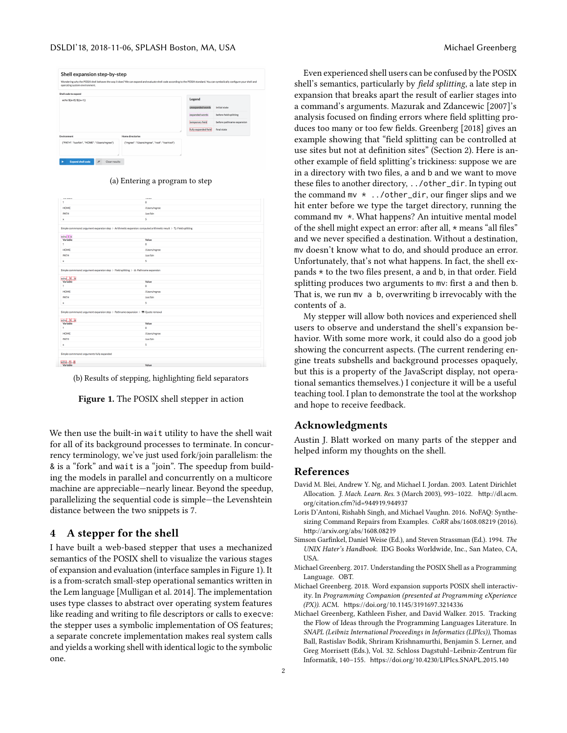(a) Entering a program to step

(b) Results of stepping, highlighting field separators

**Figure 1.** The POSIX shell stepper in action

We then use the built-in `wait` utility to have the shell wait for all of its background processes to terminate. In concurrency terminology, we've just used fork/join parallelism: the & is a "fork" and `wait` is a "join". The speedup from building the models in parallel and concurrently on a multicore machine are appreciable—nearly linear. Beyond the speedup, parallelizing the sequential code is simple—the Levenshtein distance between the two snippets is 7.

## 4 A stepper for the shell

I have built a web-based stepper that uses a mechanized semantics of the POSIX shell to visualize the various stages of expansion and evaluation (interface samples in Figure 1). It is a from-scratch small-step operational semantics written in the Lem language [Mulligan et al. 2014]. The implementation uses type classes to abstract over operating system features like reading and writing to file descriptors or calls to `execve`: the stepper uses a symbolic implementation of OS features; a separate concrete implementation makes real system calls and yields a working shell with identical logic to the symbolic one.

Even experienced shell users can be confused by the POSIX shell's semantics, particularly by *field splitting*, a late step in expansion that breaks apart the result of earlier stages into a command's arguments. Mazurak and Zdancewic [2007]'s analysis focused on finding errors where field splitting produces too many or too few fields. Greenberg [2018] gives an example showing that "field splitting can be controlled at use sites but not at definition sites" (Section 2). Here is another example of field splitting's trickiness: suppose we are in a directory with two files, `a` and `b` and we want to move these files to another directory, `../other_dir`. In typing out the command `mv * ../other_dir`, our finger slips and we hit enter before we type the target directory, running the command `mv *`. What happens? An intuitive mental model of the shell might expect an error: after all, `*` means "all files" and we never specified a destination. Without a destination, `mv` doesn't know what to do, and should produce an error. Unfortunately, that's not what happens. In fact, the shell expands `*` to the two files present, `a` and `b`, in that order. Field splitting produces two arguments to `mv`: first `a` and then `b`. That is, we run `mv a b`, overwriting `b` irrevocably with the contents of `a`.

My stepper will allow both novices and experienced shell users to observe and understand the shell's expansion behavior. With some more work, it could also do a good job showing the concurrent aspects. (The current rendering engine treats subshells and background processes opaquely, but this is a property of the JavaScript display, not operational semantics themselves.) I conjecture it will be a useful teaching tool. I plan to demonstrate the tool at the workshop and hope to receive feedback.

## Acknowledgments

Austin J. Blatt worked on many parts of the stepper and helped inform my thoughts on the shell.

## References

David M. Blei, Andrew Y. Ng, and Michael I. Jordan. 2003. Latent Dirichlet Allocation. *J. Mach. Learn. Res.* 3 (March 2003), 993–1022. http://dl.acm.org/citation.cfm?id=944919.944937

Loris D'Antoni, Rishabh Singh, and Michael Vaughn. 2016. NoFAQ: Synthesizing Command Repairs from Examples. *CoRR* abs/1608.08219 (2016). http://arxiv.org/abs/1608.08219

Simson Garfinkel, Daniel Weise (Ed.), and Steven Strassman (Ed.). 1994. *The UNIX Hater's Handbook.* IDG Books Worldwide, Inc., San Mateo, CA, USA.

Michael Greenberg. 2017. Understanding the POSIX Shell as a Programming Language. OBT.

Michael Greenberg. 2018. Word expansion supports POSIX shell interactivity. In *Programming Companion (presented at Programming eXperience (PX))*. ACM. https://doi.org/10.1145/3191697.3214336

Michael Greenberg, Kathleen Fisher, and David Walker. 2015. Tracking the Flow of Ideas through the Programming Languages Literature. In *SNAPL (Leibniz International Proceedings in Informatics (LIPIcs))*, Thomas Ball, Rastislav Bodik, Shriram Krishnamurthi, Benjamin S. Lerner, and Greg Morrisett (Eds.), Vol. 32. Schloss Dagstuhl–Leibniz-Zentrum für Informatik, 140–155. https://doi.org/10.4230/LIPIcs.SNAPL.2015.140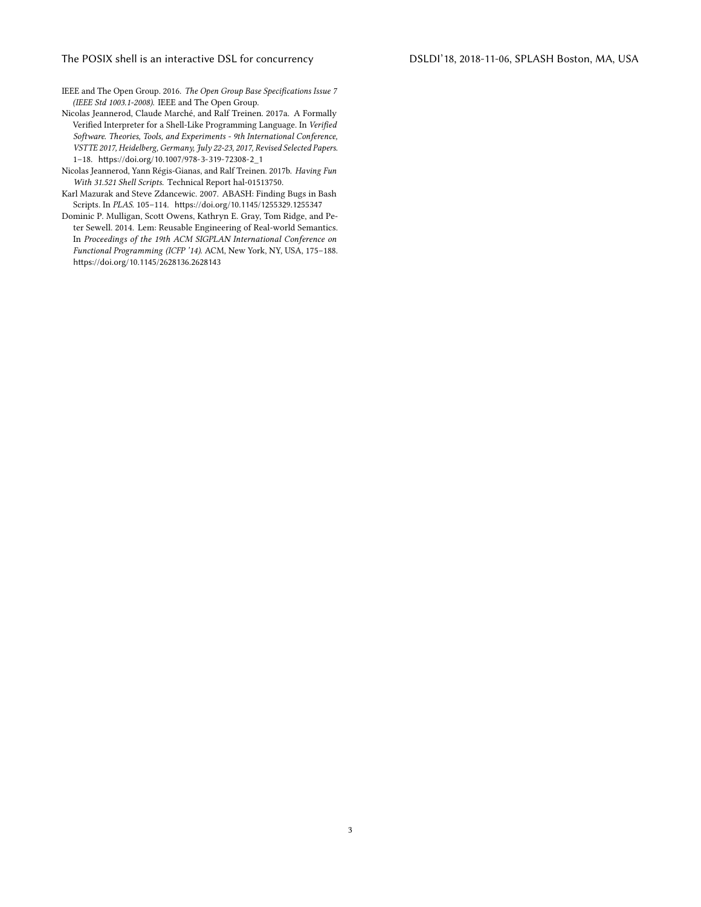IEEE and The Open Group. 2016. *The Open Group Base Specifications Issue 7 (IEEE Std 1003.1-2008)*. IEEE and The Open Group.

Nicolas Jeannerod, Claude Marché, and Ralf Treinen. 2017a. A Formally Verified Interpreter for a Shell-Like Programming Language. In *Verified Software. Theories, Tools, and Experiments - 9th International Conference, VSTTE 2017, Heidelberg, Germany, July 22-23, 2017, Revised Selected Papers*. 1–18. https://doi.org/10.1007/978-3-319-72308-2_1

Nicolas Jeannerod, Yann Régis-Gianas, and Ralf Treinen. 2017b. *Having Fun With 31.521 Shell Scripts*. Technical Report hal-01513750.

Karl Mazurak and Steve Zdancewic. 2007. ABASH: Finding Bugs in Bash Scripts. In *PLAS*. 105–114. https://doi.org/10.1145/1255329.1255347

Dominic P. Mulligan, Scott Owens, Kathryn E. Gray, Tom Ridge, and Peter Sewell. 2014. Lem: Reusable Engineering of Real-world Semantics. In *Proceedings of the 19th ACM SIGPLAN International Conference on Functional Programming (ICFP '14)*. ACM, New York, NY, USA, 175–188. https://doi.org/10.1145/2628136.2628143